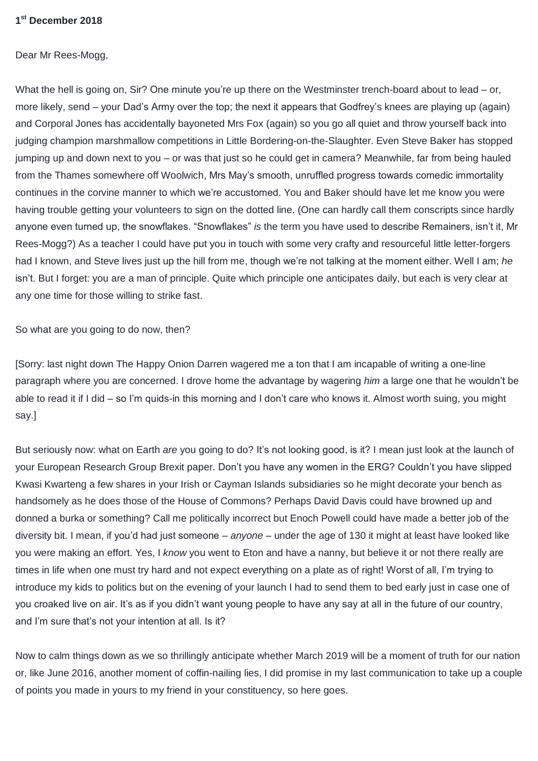**1st December 2018**

Dear Mr Rees-Mogg,

What the hell is going on, Sir? One minute you're up there on the Westminster trench-board about to lead – or, more likely, send – your Dad's Army over the top; the next it appears that Godfrey's knees are playing up (again) and Corporal Jones has accidentally bayoneted Mrs Fox (again) so you go all quiet and throw yourself back into judging champion marshmallow competitions in Little Bordering-on-the-Slaughter. Even Steve Baker has stopped jumping up and down next to you – or was that just so he could get in camera? Meanwhile, far from being hauled from the Thames somewhere off Woolwich, Mrs May's smooth, unruffled progress towards comedic immortality continues in the corvine manner to which we're accustomed. You and Baker should have let me know you were having trouble getting your volunteers to sign on the dotted line. (One can hardly call them conscripts since hardly anyone even turned up, the snowflakes. "Snowflakes" *is* the term you have used to describe Remainers, isn't it, Mr Rees-Mogg?) As a teacher I could have put you in touch with some very crafty and resourceful little letter-forgers had I known, and Steve lives just up the hill from me, though we're not talking at the moment either. Well I am; *he* isn't. But I forget: you are a man of principle. Quite which principle one anticipates daily, but each is very clear at any one time for those willing to strike fast.

So what are you going to do now, then?

[Sorry: last night down The Happy Onion Darren wagered me a ton that I am incapable of writing a one-line paragraph where you are concerned. I drove home the advantage by wagering *him* a large one that he wouldn't be able to read it if I did – so I'm quids-in this morning and I don't care who knows it. Almost worth suing, you might say.]

But seriously now: what on Earth *are* you going to do? It's not looking good, is it? I mean just look at the launch of your European Research Group Brexit paper. Don't you have any women in the ERG? Couldn't you have slipped Kwasi Kwarteng a few shares in your Irish or Cayman Islands subsidiaries so he might decorate your bench as handsomely as he does those of the House of Commons? Perhaps David Davis could have browned up and donned a burka or something? Call me politically incorrect but Enoch Powell could have made a better job of the diversity bit. I mean, if you'd had just someone – *anyone* – under the age of 130 it might at least have looked like you were making an effort. Yes, I *know* you went to Eton and have a nanny, but believe it or not there really are times in life when one must try hard and not expect everything on a plate as of right! Worst of all, I'm trying to introduce my kids to politics but on the evening of your launch I had to send them to bed early just in case one of you croaked live on air. It's as if you didn't want young people to have any say at all in the future of our country, and I'm sure that's not your intention at all. Is it?

Now to calm things down as we so thrillingly anticipate whether March 2019 will be a moment of truth for our nation or, like June 2016, another moment of coffin-nailing lies, I did promise in my last communication to take up a couple of points you made in yours to my friend in your constituency, so here goes.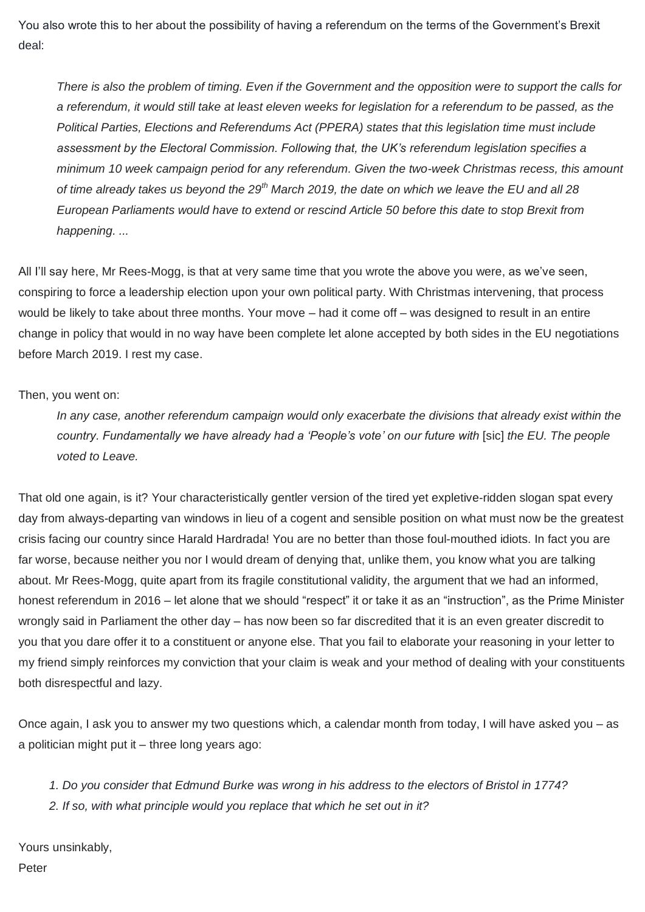You also wrote this to her about the possibility of having a referendum on the terms of the Government's Brexit deal:

> *There is also the problem of timing. Even if the Government and the opposition were to support the calls for a referendum, it would still take at least eleven weeks for legislation for a referendum to be passed, as the Political Parties, Elections and Referendums Act (PPERA) states that this legislation time must include assessment by the Electoral Commission. Following that, the UK's referendum legislation specifies a minimum 10 week campaign period for any referendum. Given the two-week Christmas recess, this amount of time already takes us beyond the 29th March 2019, the date on which we leave the EU and all 28 European Parliaments would have to extend or rescind Article 50 before this date to stop Brexit from happening. ...*

All I'll say here, Mr Rees-Mogg, is that at very same time that you wrote the above you were, as we've seen, conspiring to force a leadership election upon your own political party. With Christmas intervening, that process would be likely to take about three months. Your move – had it come off – was designed to result in an entire change in policy that would in no way have been complete let alone accepted by both sides in the EU negotiations before March 2019. I rest my case.

Then, you went on:

> *In any case, another referendum campaign would only exacerbate the divisions that already exist within the country. Fundamentally we have already had a 'People's vote' on our future with* [sic] *the EU. The people voted to Leave.*

That old one again, is it? Your characteristically gentler version of the tired yet expletive-ridden slogan spat every day from always-departing van windows in lieu of a cogent and sensible position on what must now be the greatest crisis facing our country since Harald Hardrada! You are no better than those foul-mouthed idiots. In fact you are far worse, because neither you nor I would dream of denying that, unlike them, you know what you are talking about. Mr Rees-Mogg, quite apart from its fragile constitutional validity, the argument that we had an informed, honest referendum in 2016 – let alone that we should "respect" it or take it as an "instruction", as the Prime Minister wrongly said in Parliament the other day – has now been so far discredited that it is an even greater discredit to you that you dare offer it to a constituent or anyone else. That you fail to elaborate your reasoning in your letter to my friend simply reinforces my conviction that your claim is weak and your method of dealing with your constituents both disrespectful and lazy.

Once again, I ask you to answer my two questions which, a calendar month from today, I will have asked you – as a politician might put it – three long years ago:

1. *Do you consider that Edmund Burke was wrong in his address to the electors of Bristol in 1774?*
2. *If so, with what principle would you replace that which he set out in it?*

Yours unsinkably,
Peter